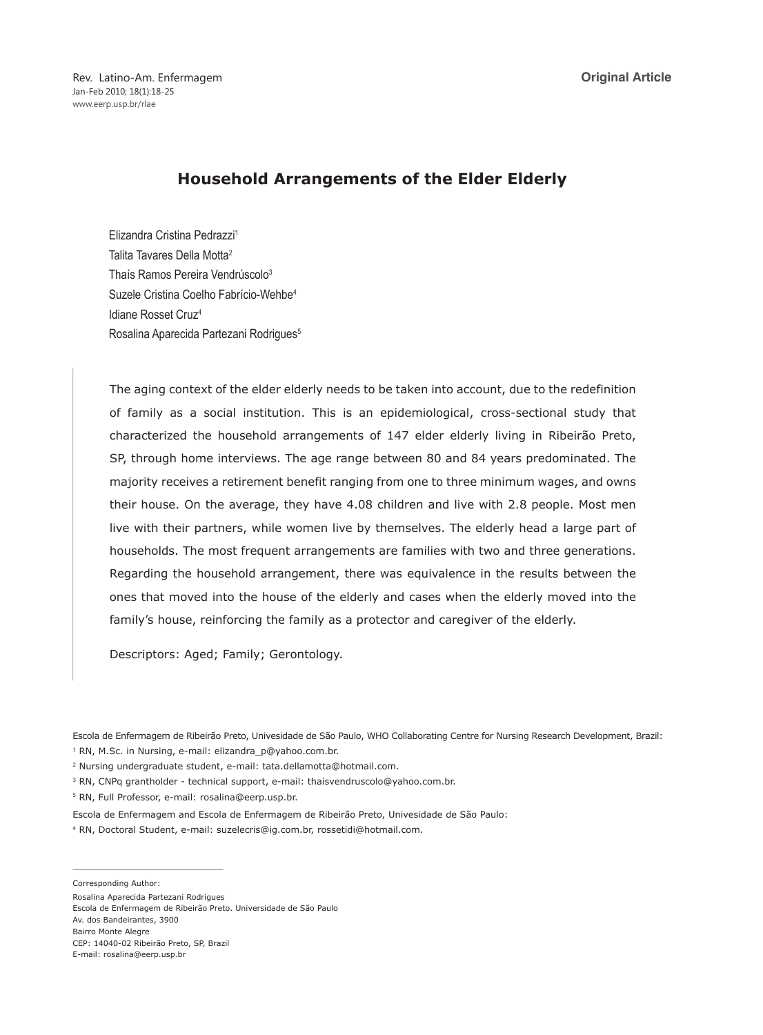Original Article

# Household Arrangements of the Elder Elderly

Elizandra Cristina Pedrazzi[1]
Talita Tavares Della Motta[2]
Thaís Ramos Pereira Vendrúscolo[3]
Suzele Cristina Coelho Fabrício-Wehbe[4]
Idiane Rosset Cruz[4]
Rosalina Aparecida Partezani Rodrigues[5]

The aging context of the elder elderly needs to be taken into account, due to the redefinition of family as a social institution. This is an epidemiological, cross-sectional study that characterized the household arrangements of 147 elder elderly living in Ribeirão Preto, SP, through home interviews. The age range between 80 and 84 years predominated. The majority receives a retirement benefit ranging from one to three minimum wages, and owns their house. On the average, they have 4.08 children and live with 2.8 people. Most men live with their partners, while women live by themselves. The elderly head a large part of households. The most frequent arrangements are families with two and three generations. Regarding the household arrangement, there was equivalence in the results between the ones that moved into the house of the elderly and cases when the elderly moved into the family's house, reinforcing the family as a protector and caregiver of the elderly.

Descriptors: Aged; Family; Gerontology.

Escola de Enfermagem de Ribeirão Preto, Univesidade de São Paulo, WHO Collaborating Centre for Nursing Research Development, Brazil:

[1] RN, M.Sc. in Nursing, e-mail: elizandra_p@yahoo.com.br.

[2] Nursing undergraduate student, e-mail: tata.dellamotta@hotmail.com.

[3] RN, CNPq grantholder - technical support, e-mail: thaisvendruscolo@yahoo.com.br.

[5] RN, Full Professor, e-mail: rosalina@eerp.usp.br.

Escola de Enfermagem and Escola de Enfermagem de Ribeirão Preto, Univesidade de São Paulo:

[4] RN, Doctoral Student, e-mail: suzelecris@ig.com.br, rossetidi@hotmail.com.

Corresponding Author:
Rosalina Aparecida Partezani Rodrigues
Escola de Enfermagem de Ribeirão Preto. Universidade de São Paulo
Av. dos Bandeirantes, 3900
Bairro Monte Alegre
CEP: 14040-02 Ribeirão Preto, SP, Brazil
E-mail: rosalina@eerp.usp.br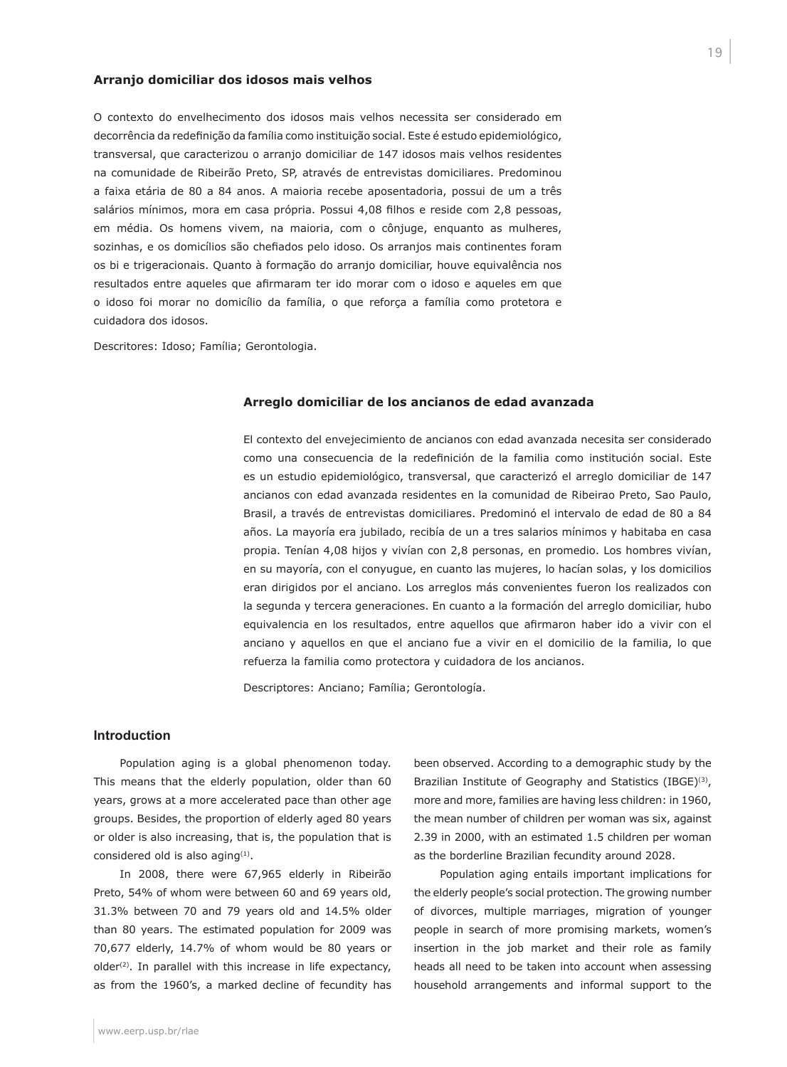### Arranjo domiciliar dos idosos mais velhos

O contexto do envelhecimento dos idosos mais velhos necessita ser considerado em decorrência da redefinição da família como instituição social. Este é estudo epidemiológico, transversal, que caracterizou o arranjo domiciliar de 147 idosos mais velhos residentes na comunidade de Ribeirão Preto, SP, através de entrevistas domiciliares. Predominou a faixa etária de 80 a 84 anos. A maioria recebe aposentadoria, possui de um a três salários mínimos, mora em casa própria. Possui 4,08 filhos e reside com 2,8 pessoas, em média. Os homens vivem, na maioria, com o cônjuge, enquanto as mulheres, sozinhas, e os domicílios são chefiados pelo idoso. Os arranjos mais continentes foram os bi e trigeracionais. Quanto à formação do arranjo domiciliar, houve equivalência nos resultados entre aqueles que afirmaram ter ido morar com o idoso e aqueles em que o idoso foi morar no domicílio da família, o que reforça a família como protetora e cuidadora dos idosos.

Descritores: Idoso; Família; Gerontologia.

### Arreglo domiciliar de los ancianos de edad avanzada

El contexto del envejecimiento de ancianos con edad avanzada necesita ser considerado como una consecuencia de la redefinición de la familia como institución social. Este es un estudio epidemiológico, transversal, que caracterizó el arreglo domiciliar de 147 ancianos con edad avanzada residentes en la comunidad de Ribeirao Preto, Sao Paulo, Brasil, a través de entrevistas domiciliares. Predominó el intervalo de edad de 80 a 84 años. La mayoría era jubilado, recibía de un a tres salarios mínimos y habitaba en casa propia. Tenían 4,08 hijos y vivían con 2,8 personas, en promedio. Los hombres vivían, en su mayoría, con el conyugue, en cuanto las mujeres, lo hacían solas, y los domicilios eran dirigidos por el anciano. Los arreglos más convenientes fueron los realizados con la segunda y tercera generaciones. En cuanto a la formación del arreglo domiciliar, hubo equivalencia en los resultados, entre aquellos que afirmaron haber ido a vivir con el anciano y aquellos en que el anciano fue a vivir en el domicilio de la familia, lo que refuerza la familia como protectora y cuidadora de los ancianos.

Descriptores: Anciano; Família; Gerontología.

## Introduction

Population aging is a global phenomenon today. This means that the elderly population, older than 60 years, grows at a more accelerated pace than other age groups. Besides, the proportion of elderly aged 80 years or older is also increasing, that is, the population that is considered old is also aging[1].

In 2008, there were 67,965 elderly in Ribeirão Preto, 54% of whom were between 60 and 69 years old, 31.3% between 70 and 79 years old and 14.5% older than 80 years. The estimated population for 2009 was 70,677 elderly, 14.7% of whom would be 80 years or older[2]. In parallel with this increase in life expectancy, as from the 1960's, a marked decline of fecundity has been observed. According to a demographic study by the Brazilian Institute of Geography and Statistics (IBGE)[3], more and more, families are having less children: in 1960, the mean number of children per woman was six, against 2.39 in 2000, with an estimated 1.5 children per woman as the borderline Brazilian fecundity around 2028.

Population aging entails important implications for the elderly people's social protection. The growing number of divorces, multiple marriages, migration of younger people in search of more promising markets, women's insertion in the job market and their role as family heads all need to be taken into account when assessing household arrangements and informal support to the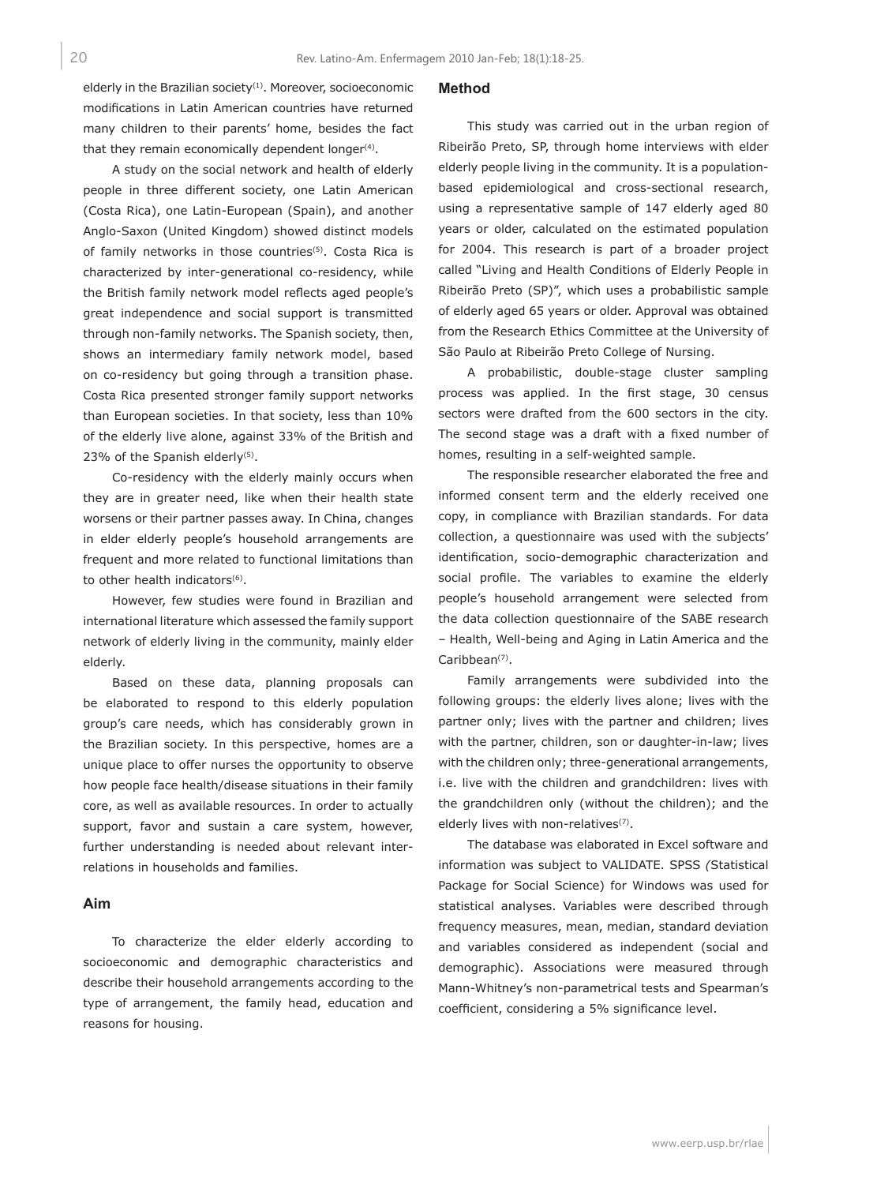elderly in the Brazilian society[1]. Moreover, socioeconomic modifications in Latin American countries have returned many children to their parents' home, besides the fact that they remain economically dependent longer[4].

A study on the social network and health of elderly people in three different society, one Latin American (Costa Rica), one Latin-European (Spain), and another Anglo-Saxon (United Kingdom) showed distinct models of family networks in those countries[5]. Costa Rica is characterized by inter-generational co-residency, while the British family network model reflects aged people's great independence and social support is transmitted through non-family networks. The Spanish society, then, shows an intermediary family network model, based on co-residency but going through a transition phase. Costa Rica presented stronger family support networks than European societies. In that society, less than 10% of the elderly live alone, against 33% of the British and 23% of the Spanish elderly[5].

Co-residency with the elderly mainly occurs when they are in greater need, like when their health state worsens or their partner passes away. In China, changes in elder elderly people's household arrangements are frequent and more related to functional limitations than to other health indicators[6].

However, few studies were found in Brazilian and international literature which assessed the family support network of elderly living in the community, mainly elder elderly.

Based on these data, planning proposals can be elaborated to respond to this elderly population group's care needs, which has considerably grown in the Brazilian society. In this perspective, homes are a unique place to offer nurses the opportunity to observe how people face health/disease situations in their family core, as well as available resources. In order to actually support, favor and sustain a care system, however, further understanding is needed about relevant inter-relations in households and families.

## Aim

To characterize the elder elderly according to socioeconomic and demographic characteristics and describe their household arrangements according to the type of arrangement, the family head, education and reasons for housing.

## Method

This study was carried out in the urban region of Ribeirão Preto, SP, through home interviews with elder elderly people living in the community. It is a population-based epidemiological and cross-sectional research, using a representative sample of 147 elderly aged 80 years or older, calculated on the estimated population for 2004. This research is part of a broader project called "Living and Health Conditions of Elderly People in Ribeirão Preto (SP)", which uses a probabilistic sample of elderly aged 65 years or older. Approval was obtained from the Research Ethics Committee at the University of São Paulo at Ribeirão Preto College of Nursing.

A probabilistic, double-stage cluster sampling process was applied. In the first stage, 30 census sectors were drafted from the 600 sectors in the city. The second stage was a draft with a fixed number of homes, resulting in a self-weighted sample.

The responsible researcher elaborated the free and informed consent term and the elderly received one copy, in compliance with Brazilian standards. For data collection, a questionnaire was used with the subjects' identification, socio-demographic characterization and social profile. The variables to examine the elderly people's household arrangement were selected from the data collection questionnaire of the SABE research – Health, Well-being and Aging in Latin America and the Caribbean[7].

Family arrangements were subdivided into the following groups: the elderly lives alone; lives with the partner only; lives with the partner and children; lives with the partner, children, son or daughter-in-law; lives with the children only; three-generational arrangements, i.e. live with the children and grandchildren: lives with the grandchildren only (without the children); and the elderly lives with non-relatives[7].

The database was elaborated in Excel software and information was subject to VALIDATE. SPSS *(*Statistical Package for Social Science) for Windows was used for statistical analyses. Variables were described through frequency measures, mean, median, standard deviation and variables considered as independent (social and demographic). Associations were measured through Mann-Whitney's non-parametrical tests and Spearman's coefficient, considering a 5% significance level.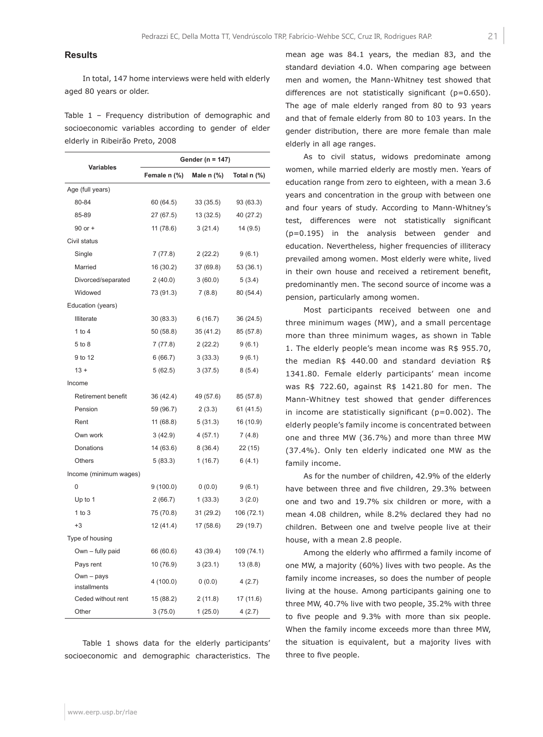## Results

In total, 147 home interviews were held with elderly aged 80 years or older.

Table 1 – Frequency distribution of demographic and socioeconomic variables according to gender of elder elderly in Ribeirão Preto, 2008

| Variables | Gender (n = 147) | | |
|---|---|---|---|
| | Female n (%) | Male n (%) | Total n (%) |
| Age (full years) | | | |
| 80-84 | 60 (64.5) | 33 (35.5) | 93 (63.3) |
| 85-89 | 27 (67.5) | 13 (32.5) | 40 (27.2) |
| 90 or + | 11 (78.6) | 3 (21.4) | 14 (9.5) |
| Civil status | | | |
| Single | 7 (77.8) | 2 (22.2) | 9 (6.1) |
| Married | 16 (30.2) | 37 (69.8) | 53 (36.1) |
| Divorced/separated | 2 (40.0) | 3 (60.0) | 5 (3.4) |
| Widowed | 73 (91.3) | 7 (8.8) | 80 (54.4) |
| Education (years) | | | |
| Illiterate | 30 (83.3) | 6 (16.7) | 36 (24.5) |
| 1 to 4 | 50 (58.8) | 35 (41.2) | 85 (57.8) |
| 5 to 8 | 7 (77.8) | 2 (22.2) | 9 (6.1) |
| 9 to 12 | 6 (66.7) | 3 (33.3) | 9 (6.1) |
| 13 + | 5 (62.5) | 3 (37.5) | 8 (5.4) |
| Income | | | |
| Retirement benefit | 36 (42.4) | 49 (57.6) | 85 (57.8) |
| Pension | 59 (96.7) | 2 (3.3) | 61 (41.5) |
| Rent | 11 (68.8) | 5 (31.3) | 16 (10.9) |
| Own work | 3 (42.9) | 4 (57.1) | 7 (4.8) |
| Donations | 14 (63.6) | 8 (36.4) | 22 (15) |
| Others | 5 (83.3) | 1 (16.7) | 6 (4.1) |
| Income (minimum wages) | | | |
| 0 | 9 (100.0) | 0 (0.0) | 9 (6.1) |
| Up to 1 | 2 (66.7) | 1 (33.3) | 3 (2.0) |
| 1 to 3 | 75 (70.8) | 31 (29.2) | 106 (72.1) |
| +3 | 12 (41.4) | 17 (58.6) | 29 (19.7) |
| Type of housing | | | |
| Own – fully paid | 66 (60.6) | 43 (39.4) | 109 (74.1) |
| Pays rent | 10 (76.9) | 3 (23.1) | 13 (8.8) |
| Own – pays installments | 4 (100.0) | 0 (0.0) | 4 (2.7) |
| Ceded without rent | 15 (88.2) | 2 (11.8) | 17 (11.6) |
| Other | 3 (75.0) | 1 (25.0) | 4 (2.7) |

Table 1 shows data for the elderly participants' socioeconomic and demographic characteristics. The mean age was 84.1 years, the median 83, and the standard deviation 4.0. When comparing age between men and women, the Mann-Whitney test showed that differences are not statistically significant (p=0.650). The age of male elderly ranged from 80 to 93 years and that of female elderly from 80 to 103 years. In the gender distribution, there are more female than male elderly in all age ranges.

As to civil status, widows predominate among women, while married elderly are mostly men. Years of education range from zero to eighteen, with a mean 3.6 years and concentration in the group with between one and four years of study. According to Mann-Whitney's test, differences were not statistically significant (p=0.195) in the analysis between gender and education. Nevertheless, higher frequencies of illiteracy prevailed among women. Most elderly were white, lived in their own house and received a retirement benefit, predominantly men. The second source of income was a pension, particularly among women.

Most participants received between one and three minimum wages (MW), and a small percentage more than three minimum wages, as shown in Table 1. The elderly people's mean income was R$ 955.70, the median R$ 440.00 and standard deviation R$ 1341.80. Female elderly participants' mean income was R$ 722.60, against R$ 1421.80 for men. The Mann-Whitney test showed that gender differences in income are statistically significant (p=0.002). The elderly people's family income is concentrated between one and three MW (36.7%) and more than three MW (37.4%). Only ten elderly indicated one MW as the family income.

As for the number of children, 42.9% of the elderly have between three and five children, 29.3% between one and two and 19.7% six children or more, with a mean 4.08 children, while 8.2% declared they had no children. Between one and twelve people live at their house, with a mean 2.8 people.

Among the elderly who affirmed a family income of one MW, a majority (60%) lives with two people. As the family income increases, so does the number of people living at the house. Among participants gaining one to three MW, 40.7% live with two people, 35.2% with three to five people and 9.3% with more than six people. When the family income exceeds more than three MW, the situation is equivalent, but a majority lives with three to five people.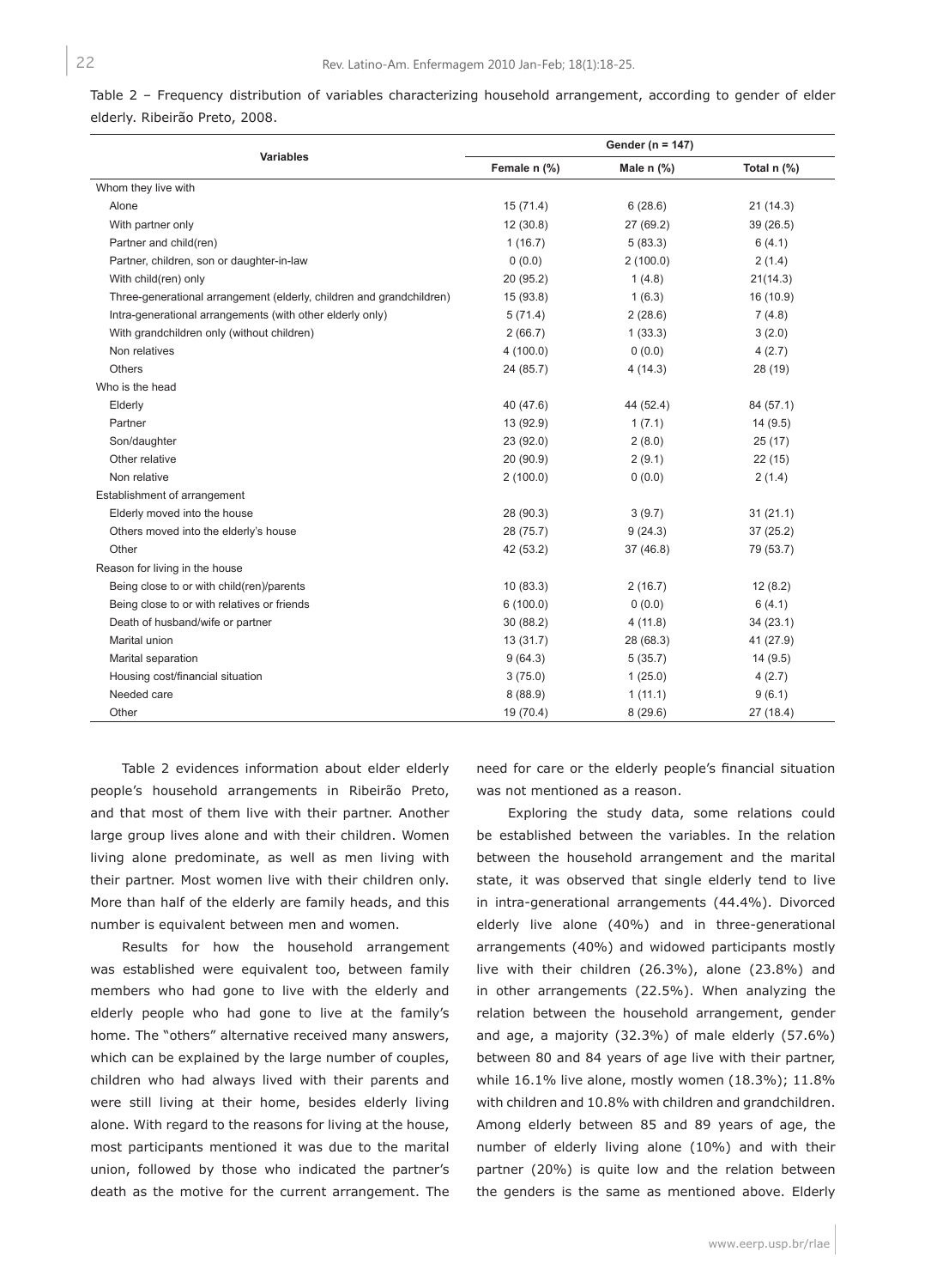Table 2 – Frequency distribution of variables characterizing household arrangement, according to gender of elder elderly. Ribeirão Preto, 2008.

| Variables | Gender (n = 147) | | |
|---|---|---|---|
| | Female n (%) | Male n (%) | Total n (%) |
| Whom they live with | | | |
| Alone | 15 (71.4) | 6 (28.6) | 21 (14.3) |
| With partner only | 12 (30.8) | 27 (69.2) | 39 (26.5) |
| Partner and child(ren) | 1 (16.7) | 5 (83.3) | 6 (4.1) |
| Partner, children, son or daughter-in-law | 0 (0.0) | 2 (100.0) | 2 (1.4) |
| With child(ren) only | 20 (95.2) | 1 (4.8) | 21(14.3) |
| Three-generational arrangement (elderly, children and grandchildren) | 15 (93.8) | 1 (6.3) | 16 (10.9) |
| Intra-generational arrangements (with other elderly only) | 5 (71.4) | 2 (28.6) | 7 (4.8) |
| With grandchildren only (without children) | 2 (66.7) | 1 (33.3) | 3 (2.0) |
| Non relatives | 4 (100.0) | 0 (0.0) | 4 (2.7) |
| Others | 24 (85.7) | 4 (14.3) | 28 (19) |
| Who is the head | | | |
| Elderly | 40 (47.6) | 44 (52.4) | 84 (57.1) |
| Partner | 13 (92.9) | 1 (7.1) | 14 (9.5) |
| Son/daughter | 23 (92.0) | 2 (8.0) | 25 (17) |
| Other relative | 20 (90.9) | 2 (9.1) | 22 (15) |
| Non relative | 2 (100.0) | 0 (0.0) | 2 (1.4) |
| Establishment of arrangement | | | |
| Elderly moved into the house | 28 (90.3) | 3 (9.7) | 31 (21.1) |
| Others moved into the elderly's house | 28 (75.7) | 9 (24.3) | 37 (25.2) |
| Other | 42 (53.2) | 37 (46.8) | 79 (53.7) |
| Reason for living in the house | | | |
| Being close to or with child(ren)/parents | 10 (83.3) | 2 (16.7) | 12 (8.2) |
| Being close to or with relatives or friends | 6 (100.0) | 0 (0.0) | 6 (4.1) |
| Death of husband/wife or partner | 30 (88.2) | 4 (11.8) | 34 (23.1) |
| Marital union | 13 (31.7) | 28 (68.3) | 41 (27.9) |
| Marital separation | 9 (64.3) | 5 (35.7) | 14 (9.5) |
| Housing cost/financial situation | 3 (75.0) | 1 (25.0) | 4 (2.7) |
| Needed care | 8 (88.9) | 1 (11.1) | 9 (6.1) |
| Other | 19 (70.4) | 8 (29.6) | 27 (18.4) |

Table 2 evidences information about elder elderly people's household arrangements in Ribeirão Preto, and that most of them live with their partner. Another large group lives alone and with their children. Women living alone predominate, as well as men living with their partner. Most women live with their children only. More than half of the elderly are family heads, and this number is equivalent between men and women.

Results for how the household arrangement was established were equivalent too, between family members who had gone to live with the elderly and elderly people who had gone to live at the family's home. The "others" alternative received many answers, which can be explained by the large number of couples, children who had always lived with their parents and were still living at their home, besides elderly living alone. With regard to the reasons for living at the house, most participants mentioned it was due to the marital union, followed by those who indicated the partner's death as the motive for the current arrangement. The need for care or the elderly people's financial situation was not mentioned as a reason.

Exploring the study data, some relations could be established between the variables. In the relation between the household arrangement and the marital state, it was observed that single elderly tend to live in intra-generational arrangements (44.4%). Divorced elderly live alone (40%) and in three-generational arrangements (40%) and widowed participants mostly live with their children (26.3%), alone (23.8%) and in other arrangements (22.5%). When analyzing the relation between the household arrangement, gender and age, a majority (32.3%) of male elderly (57.6%) between 80 and 84 years of age live with their partner, while 16.1% live alone, mostly women (18.3%); 11.8% with children and 10.8% with children and grandchildren. Among elderly between 85 and 89 years of age, the number of elderly living alone (10%) and with their partner (20%) is quite low and the relation between the genders is the same as mentioned above. Elderly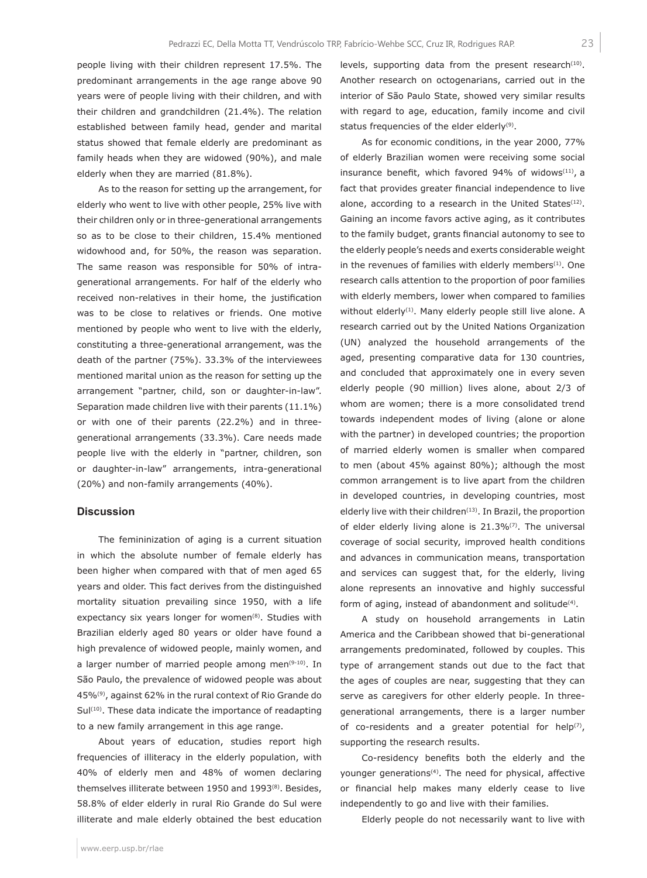people living with their children represent 17.5%. The predominant arrangements in the age range above 90 years were of people living with their children, and with their children and grandchildren (21.4%). The relation established between family head, gender and marital status showed that female elderly are predominant as family heads when they are widowed (90%), and male elderly when they are married (81.8%).

As to the reason for setting up the arrangement, for elderly who went to live with other people, 25% live with their children only or in three-generational arrangements so as to be close to their children, 15.4% mentioned widowhood and, for 50%, the reason was separation. The same reason was responsible for 50% of intra-generational arrangements. For half of the elderly who received non-relatives in their home, the justification was to be close to relatives or friends. One motive mentioned by people who went to live with the elderly, constituting a three-generational arrangement, was the death of the partner (75%). 33.3% of the interviewees mentioned marital union as the reason for setting up the arrangement "partner, child, son or daughter-in-law". Separation made children live with their parents (11.1%) or with one of their parents (22.2%) and in three-generational arrangements (33.3%). Care needs made people live with the elderly in "partner, children, son or daughter-in-law" arrangements, intra-generational (20%) and non-family arrangements (40%).

## Discussion

The femininization of aging is a current situation in which the absolute number of female elderly has been higher when compared with that of men aged 65 years and older. This fact derives from the distinguished mortality situation prevailing since 1950, with a life expectancy six years longer for women[8]. Studies with Brazilian elderly aged 80 years or older have found a high prevalence of widowed people, mainly women, and a larger number of married people among men[9-10]. In São Paulo, the prevalence of widowed people was about 45%[9], against 62% in the rural context of Rio Grande do Sul[10]. These data indicate the importance of readapting to a new family arrangement in this age range.

About years of education, studies report high frequencies of illiteracy in the elderly population, with 40% of elderly men and 48% of women declaring themselves illiterate between 1950 and 1993[8]. Besides, 58.8% of elder elderly in rural Rio Grande do Sul were illiterate and male elderly obtained the best education levels, supporting data from the present research[10]. Another research on octogenarians, carried out in the interior of São Paulo State, showed very similar results with regard to age, education, family income and civil status frequencies of the elder elderly[9].

As for economic conditions, in the year 2000, 77% of elderly Brazilian women were receiving some social insurance benefit, which favored 94% of widows[11], a fact that provides greater financial independence to live alone, according to a research in the United States[12]. Gaining an income favors active aging, as it contributes to the family budget, grants financial autonomy to see to the elderly people's needs and exerts considerable weight in the revenues of families with elderly members[1]. One research calls attention to the proportion of poor families with elderly members, lower when compared to families without elderly[1]. Many elderly people still live alone. A research carried out by the United Nations Organization (UN) analyzed the household arrangements of the aged, presenting comparative data for 130 countries, and concluded that approximately one in every seven elderly people (90 million) lives alone, about 2/3 of whom are women; there is a more consolidated trend towards independent modes of living (alone or alone with the partner) in developed countries; the proportion of married elderly women is smaller when compared to men (about 45% against 80%); although the most common arrangement is to live apart from the children in developed countries, in developing countries, most elderly live with their children[13]. In Brazil, the proportion of elder elderly living alone is 21.3%[7]. The universal coverage of social security, improved health conditions and advances in communication means, transportation and services can suggest that, for the elderly, living alone represents an innovative and highly successful form of aging, instead of abandonment and solitude[4].

A study on household arrangements in Latin America and the Caribbean showed that bi-generational arrangements predominated, followed by couples. This type of arrangement stands out due to the fact that the ages of couples are near, suggesting that they can serve as caregivers for other elderly people. In three-generational arrangements, there is a larger number of co-residents and a greater potential for help[7], supporting the research results.

Co-residency benefits both the elderly and the younger generations[4]. The need for physical, affective or financial help makes many elderly cease to live independently to go and live with their families.

Elderly people do not necessarily want to live with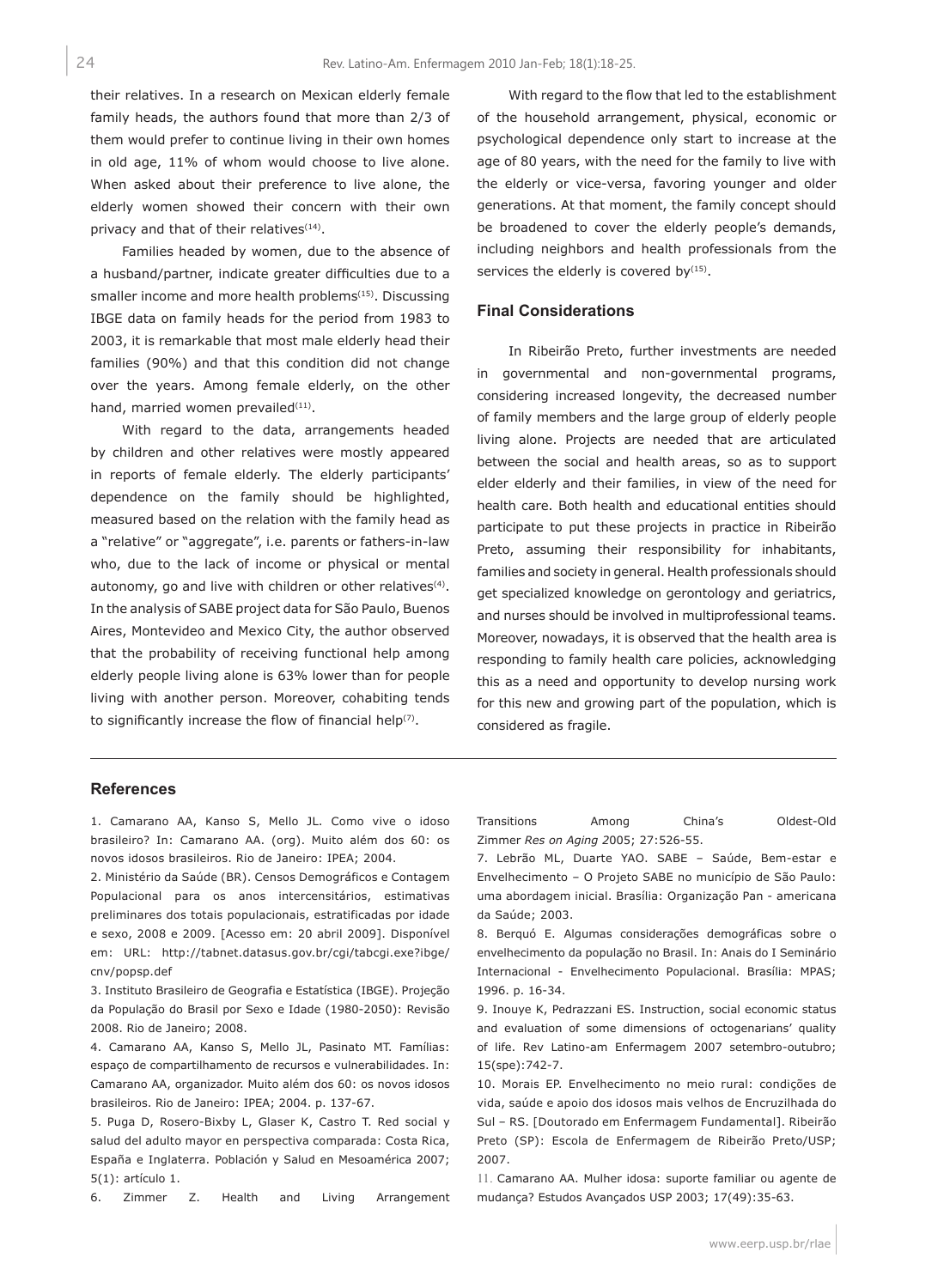their relatives. In a research on Mexican elderly female family heads, the authors found that more than 2/3 of them would prefer to continue living in their own homes in old age, 11% of whom would choose to live alone. When asked about their preference to live alone, the elderly women showed their concern with their own privacy and that of their relatives[14].

Families headed by women, due to the absence of a husband/partner, indicate greater difficulties due to a smaller income and more health problems[15]. Discussing IBGE data on family heads for the period from 1983 to 2003, it is remarkable that most male elderly head their families (90%) and that this condition did not change over the years. Among female elderly, on the other hand, married women prevailed[11].

With regard to the data, arrangements headed by children and other relatives were mostly appeared in reports of female elderly. The elderly participants' dependence on the family should be highlighted, measured based on the relation with the family head as a "relative" or "aggregate", i.e. parents or fathers-in-law who, due to the lack of income or physical or mental autonomy, go and live with children or other relatives[4]. In the analysis of SABE project data for São Paulo, Buenos Aires, Montevideo and Mexico City, the author observed that the probability of receiving functional help among elderly people living alone is 63% lower than for people living with another person. Moreover, cohabiting tends to significantly increase the flow of financial help[7].

With regard to the flow that led to the establishment of the household arrangement, physical, economic or psychological dependence only start to increase at the age of 80 years, with the need for the family to live with the elderly or vice-versa, favoring younger and older generations. At that moment, the family concept should be broadened to cover the elderly people's demands, including neighbors and health professionals from the services the elderly is covered by[15].

## Final Considerations

In Ribeirão Preto, further investments are needed in governmental and non-governmental programs, considering increased longevity, the decreased number of family members and the large group of elderly people living alone. Projects are needed that are articulated between the social and health areas, so as to support elder elderly and their families, in view of the need for health care. Both health and educational entities should participate to put these projects in practice in Ribeirão Preto, assuming their responsibility for inhabitants, families and society in general. Health professionals should get specialized knowledge on gerontology and geriatrics, and nurses should be involved in multiprofessional teams. Moreover, nowadays, it is observed that the health area is responding to family health care policies, acknowledging this as a need and opportunity to develop nursing work for this new and growing part of the population, which is considered as fragile.

## References

1. Camarano AA, Kanso S, Mello JL. Como vive o idoso brasileiro? In: Camarano AA. (org). Muito além dos 60: os novos idosos brasileiros. Rio de Janeiro: IPEA; 2004.
2. Ministério da Saúde (BR). Censos Demográficos e Contagem Populacional para os anos intercensitários, estimativas preliminares dos totais populacionais, estratificadas por idade e sexo, 2008 e 2009. [Acesso em: 20 abril 2009]. Disponível em: URL: http://tabnet.datasus.gov.br/cgi/tabcgi.exe?ibge/cnv/popsp.def
3. Instituto Brasileiro de Geografia e Estatística (IBGE). Projeção da População do Brasil por Sexo e Idade (1980-2050): Revisão 2008. Rio de Janeiro; 2008.
4. Camarano AA, Kanso S, Mello JL, Pasinato MT. Famílias: espaço de compartilhamento de recursos e vulnerabilidades. In: Camarano AA, organizador. Muito além dos 60: os novos idosos brasileiros. Rio de Janeiro: IPEA; 2004. p. 137-67.
5. Puga D, Rosero-Bixby L, Glaser K, Castro T. Red social y salud del adulto mayor en perspectiva comparada: Costa Rica, España e Inglaterra. Población y Salud en Mesoamérica 2007; 5(1): artículo 1.
6. Zimmer Z. Health and Living Arrangement Transitions Among China's Oldest-Old Zimmer *Res on Aging* 2005; 27:526-55.
7. Lebrão ML, Duarte YAO. SABE – Saúde, Bem-estar e Envelhecimento – O Projeto SABE no município de São Paulo: uma abordagem inicial. Brasília: Organização Pan - americana da Saúde; 2003.
8. Berquó E. Algumas considerações demográficas sobre o envelhecimento da população no Brasil. In: Anais do I Seminário Internacional - Envelhecimento Populacional. Brasília: MPAS; 1996. p. 16-34.
9. Inouye K, Pedrazzani ES. Instruction, social economic status and evaluation of some dimensions of octogenarians' quality of life. Rev Latino-am Enfermagem 2007 setembro-outubro; 15(spe):742-7.
10. Morais EP. Envelhecimento no meio rural: condições de vida, saúde e apoio dos idosos mais velhos de Encruzilhada do Sul – RS. [Doutorado em Enfermagem Fundamental]. Ribeirão Preto (SP): Escola de Enfermagem de Ribeirão Preto/USP; 2007.
11. Camarano AA. Mulher idosa: suporte familiar ou agente de mudança? Estudos Avançados USP 2003; 17(49):35-63.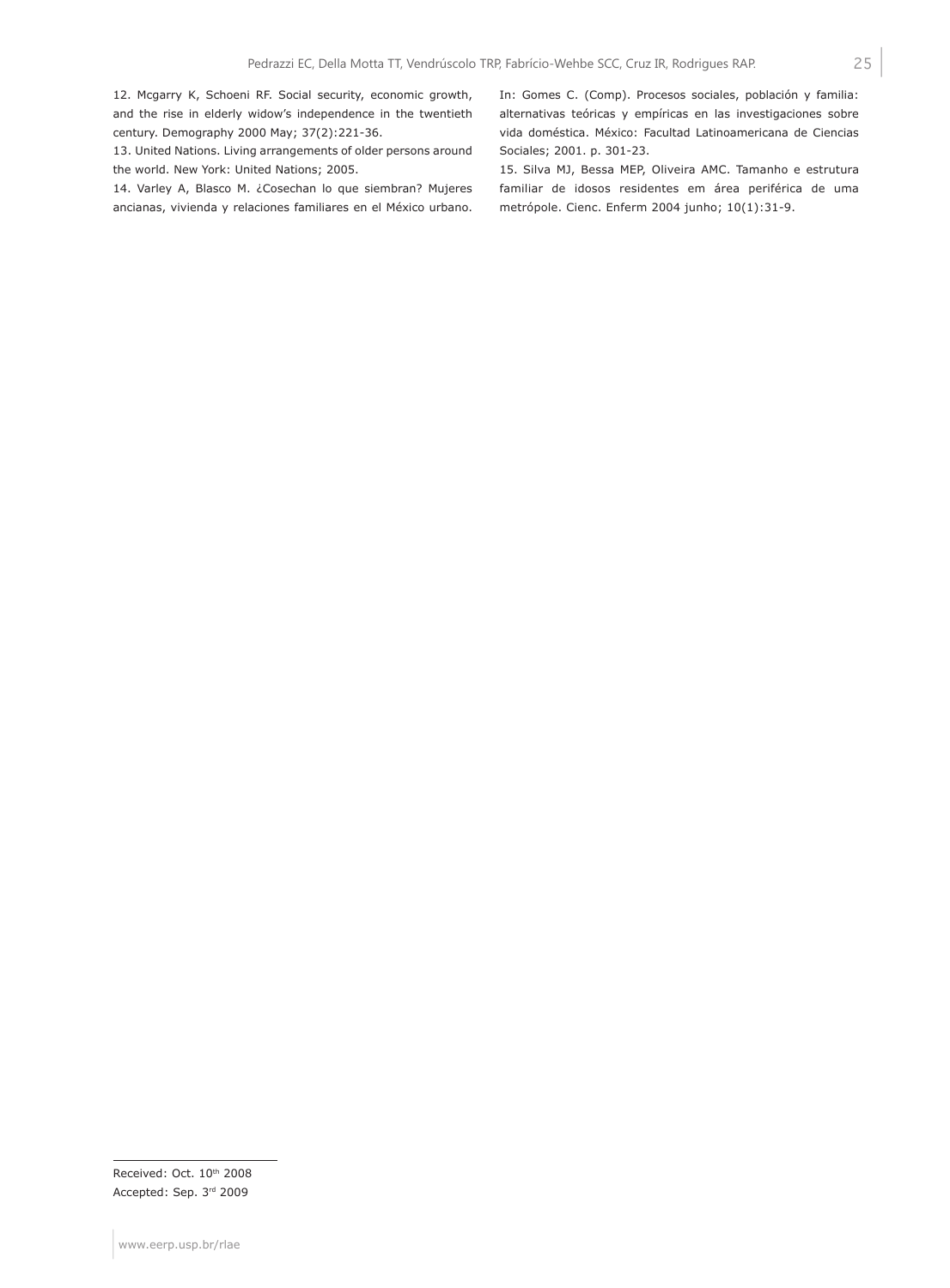12. Mcgarry K, Schoeni RF. Social security, economic growth, and the rise in elderly widow's independence in the twentieth century. Demography 2000 May; 37(2):221-36.

13. United Nations. Living arrangements of older persons around the world. New York: United Nations; 2005.

14. Varley A, Blasco M. ¿Cosechan lo que siembran? Mujeres ancianas, vivienda y relaciones familiares en el México urbano. In: Gomes C. (Comp). Procesos sociales, población y familia: alternativas teóricas y empíricas en las investigaciones sobre vida doméstica. México: Facultad Latinoamericana de Ciencias Sociales; 2001. p. 301-23.

15. Silva MJ, Bessa MEP, Oliveira AMC. Tamanho e estrutura familiar de idosos residentes em área periférica de uma metrópole. Cienc. Enferm 2004 junho; 10(1):31-9.

Received: Oct. 10th 2008
Accepted: Sep. 3rd 2009